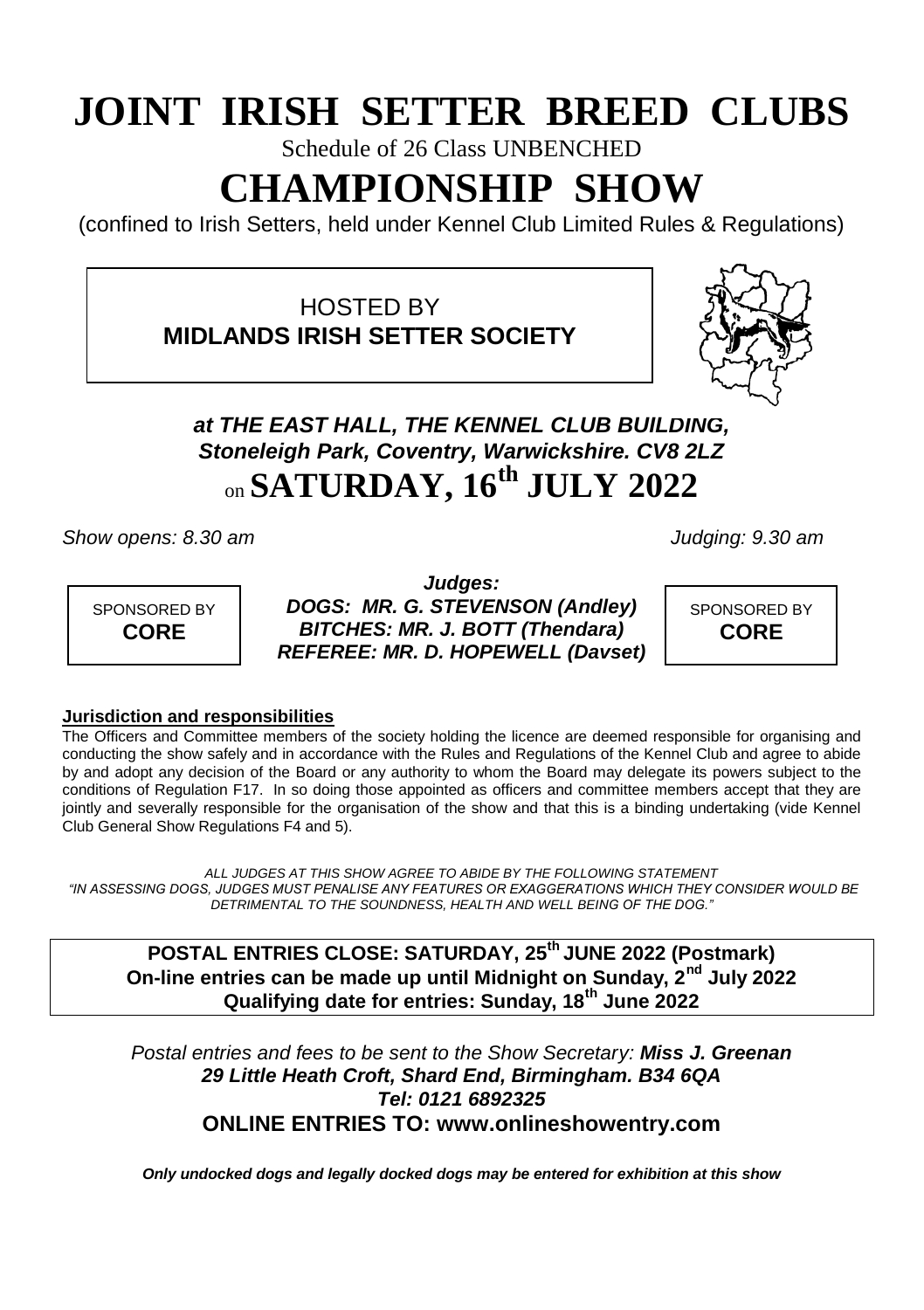# JOINT IRISH SETTER BREED CLUBS

Schedule of 26 Class UNBENCHED

# CHAMPIONSHIP SHOW

(confined to Irish Setters, held under Kennel Club Limited Rules & Regulations)

HOSTED BY
**MIDLANDS IRISH SETTER SOCIETY**

***at THE EAST HALL, THE KENNEL CLUB BUILDING, Stoneleigh Park, Coventry, Warwickshire. CV8 2LZ***

## on SATURDAY, 16th JULY 2022

*Show opens: 8.30 am* *Judging: 9.30 am*

SPONSORED BY **CORE**

***Judges:***
***DOGS: MR. G. STEVENSON (Andley)***
***BITCHES: MR. J. BOTT (Thendara)***
***REFEREE: MR. D. HOPEWELL (Davset)***

SPONSORED BY **CORE**

**Jurisdiction and responsibilities**

The Officers and Committee members of the society holding the licence are deemed responsible for organising and conducting the show safely and in accordance with the Rules and Regulations of the Kennel Club and agree to abide by and adopt any decision of the Board or any authority to whom the Board may delegate its powers subject to the conditions of Regulation F17. In so doing those appointed as officers and committee members accept that they are jointly and severally responsible for the organisation of the show and that this is a binding undertaking (vide Kennel Club General Show Regulations F4 and 5).

*ALL JUDGES AT THIS SHOW AGREE TO ABIDE BY THE FOLLOWING STATEMENT*
*"IN ASSESSING DOGS, JUDGES MUST PENALISE ANY FEATURES OR EXAGGERATIONS WHICH THEY CONSIDER WOULD BE DETRIMENTAL TO THE SOUNDNESS, HEALTH AND WELL BEING OF THE DOG."*

**POSTAL ENTRIES CLOSE: SATURDAY, 25th JUNE 2022 (Postmark)**
**On-line entries can be made up until Midnight on Sunday, 2nd July 2022**
**Qualifying date for entries: Sunday, 18th June 2022**

*Postal entries and fees to be sent to the Show Secretary:* ***Miss J. Greenan***
***29 Little Heath Croft, Shard End, Birmingham. B34 6QA***
***Tel: 0121 6892325***
**ONLINE ENTRIES TO: www.onlineshowentry.com**

***Only undocked dogs and legally docked dogs may be entered for exhibition at this show***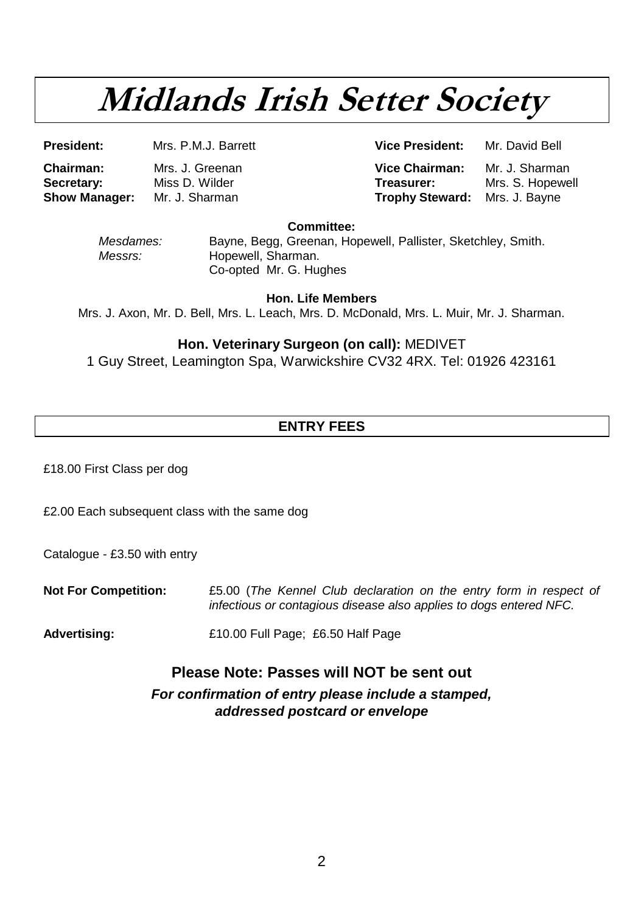# Midlands Irish Setter Society

**President:** Mrs. P.M.J. Barrett
**Vice President:** Mr. David Bell

**Chairman:** Mrs. J. Greenan
**Vice Chairman:** Mr. J. Sharman

**Secretary:** Miss D. Wilder
**Treasurer:** Mrs. S. Hopewell

**Show Manager:** Mr. J. Sharman
**Trophy Steward:** Mrs. J. Bayne

**Committee:**

*Mesdames:* Bayne, Begg, Greenan, Hopewell, Pallister, Sketchley, Smith.
*Messrs:* Hopewell, Sharman.
Co-opted Mr. G. Hughes

**Hon. Life Members**

Mrs. J. Axon, Mr. D. Bell, Mrs. L. Leach, Mrs. D. McDonald, Mrs. L. Muir, Mr. J. Sharman.

**Hon. Veterinary Surgeon (on call):** MEDIVET
1 Guy Street, Leamington Spa, Warwickshire CV32 4RX. Tel: 01926 423161

## ENTRY FEES

£18.00 First Class per dog

£2.00 Each subsequent class with the same dog

Catalogue - £3.50 with entry

**Not For Competition:** £5.00 (*The Kennel Club declaration on the entry form in respect of infectious or contagious disease also applies to dogs entered NFC.*

**Advertising:** £10.00 Full Page; £6.50 Half Page

**Please Note: Passes will NOT be sent out**

***For confirmation of entry please include a stamped, addressed postcard or envelope***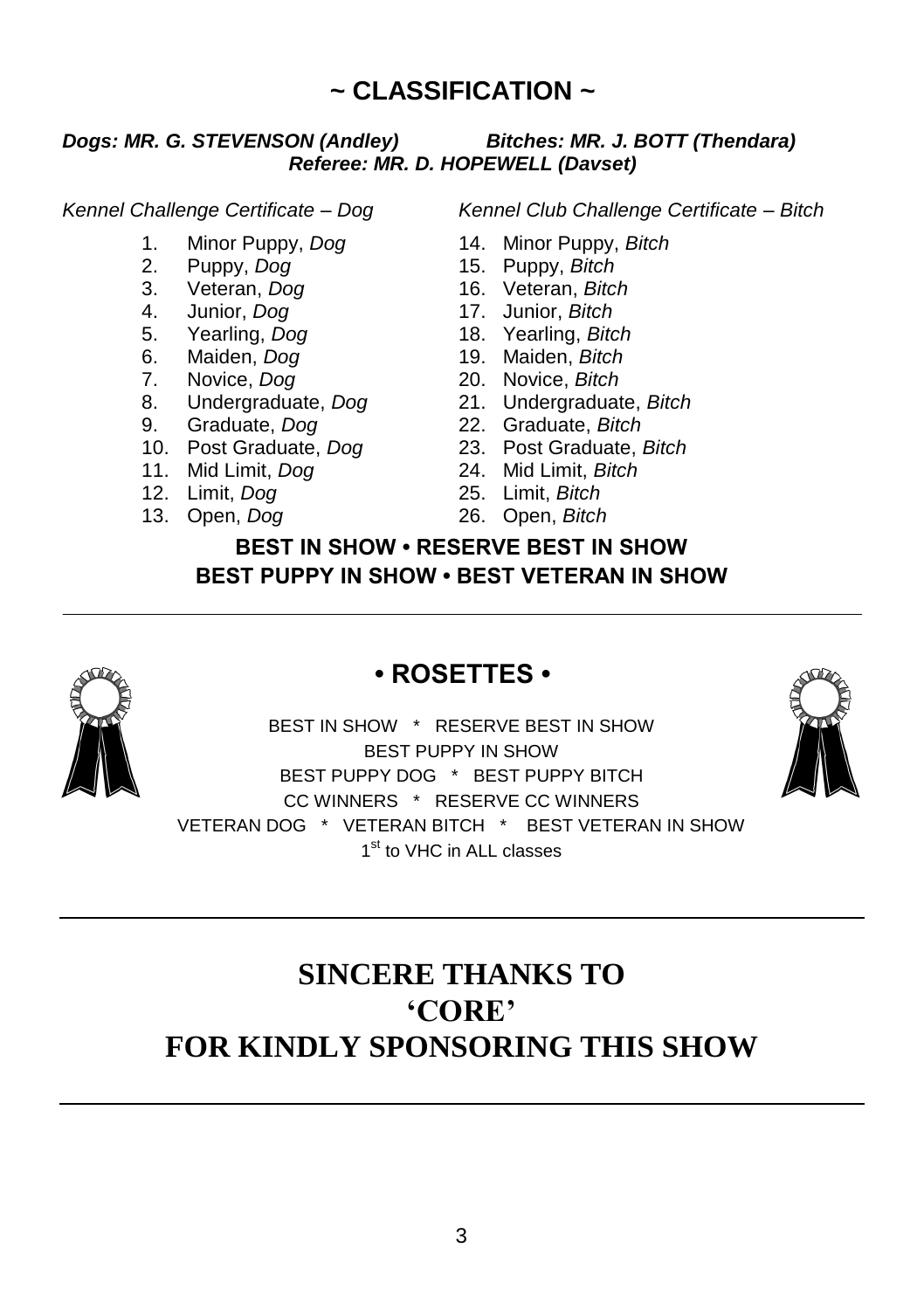## ~ CLASSIFICATION ~

***Dogs: MR. G. STEVENSON (Andley)*** ***Bitches: MR. J. BOTT (Thendara)***
***Referee: MR. D. HOPEWELL (Davset)***

*Kennel Challenge Certificate – Dog*

1. Minor Puppy, *Dog*
2. Puppy, *Dog*
3. Veteran, *Dog*
4. Junior, *Dog*
5. Yearling, *Dog*
6. Maiden, *Dog*
7. Novice, *Dog*
8. Undergraduate, *Dog*
9. Graduate, *Dog*
10. Post Graduate, *Dog*
11. Mid Limit, *Dog*
12. Limit, *Dog*
13. Open, *Dog*

*Kennel Club Challenge Certificate – Bitch*

14. Minor Puppy, *Bitch*
15. Puppy, *Bitch*
16. Veteran, *Bitch*
17. Junior, *Bitch*
18. Yearling, *Bitch*
19. Maiden, *Bitch*
20. Novice, *Bitch*
21. Undergraduate, *Bitch*
22. Graduate, *Bitch*
23. Post Graduate, *Bitch*
24. Mid Limit, *Bitch*
25. Limit, *Bitch*
26. Open, *Bitch*

**BEST IN SHOW • RESERVE BEST IN SHOW**
**BEST PUPPY IN SHOW • BEST VETERAN IN SHOW**

---

## • ROSETTES •

BEST IN SHOW * RESERVE BEST IN SHOW
BEST PUPPY IN SHOW
BEST PUPPY DOG * BEST PUPPY BITCH
CC WINNERS * RESERVE CC WINNERS
VETERAN DOG * VETERAN BITCH * BEST VETERAN IN SHOW
1st to VHC in ALL classes

---

# SINCERE THANKS TO 'CORE' FOR KINDLY SPONSORING THIS SHOW

---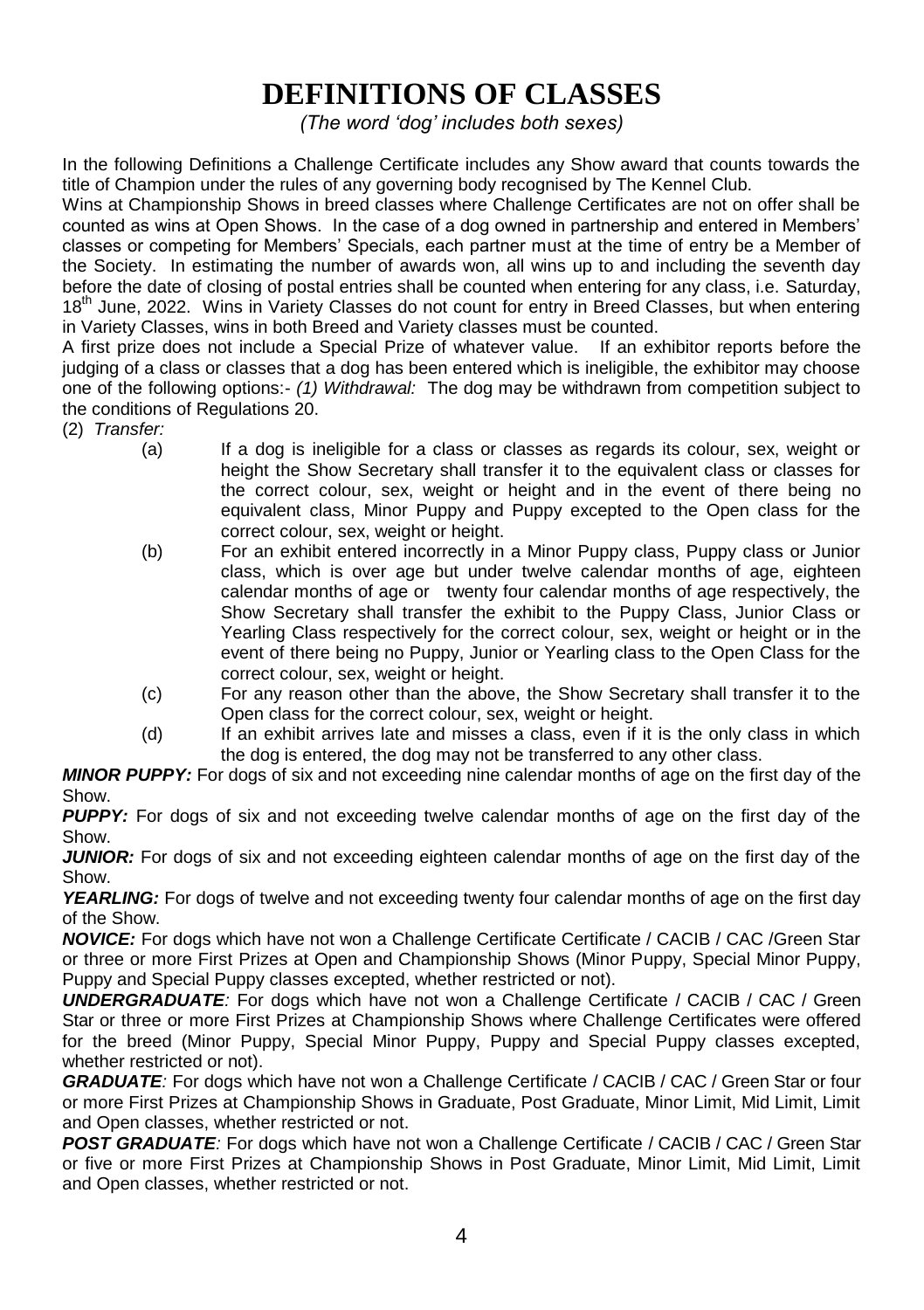# DEFINITIONS OF CLASSES

*(The word 'dog' includes both sexes)*

In the following Definitions a Challenge Certificate includes any Show award that counts towards the title of Champion under the rules of any governing body recognised by The Kennel Club.

Wins at Championship Shows in breed classes where Challenge Certificates are not on offer shall be counted as wins at Open Shows. In the case of a dog owned in partnership and entered in Members' classes or competing for Members' Specials, each partner must at the time of entry be a Member of the Society. In estimating the number of awards won, all wins up to and including the seventh day before the date of closing of postal entries shall be counted when entering for any class, i.e. Saturday, 18th June, 2022. Wins in Variety Classes do not count for entry in Breed Classes, but when entering in Variety Classes, wins in both Breed and Variety classes must be counted.

A first prize does not include a Special Prize of whatever value. If an exhibitor reports before the judging of a class or classes that a dog has been entered which is ineligible, the exhibitor may choose one of the following options:- *(1) Withdrawal:* The dog may be withdrawn from competition subject to the conditions of Regulations 20.

(2) *Transfer:*

(a) If a dog is ineligible for a class or classes as regards its colour, sex, weight or height the Show Secretary shall transfer it to the equivalent class or classes for the correct colour, sex, weight or height and in the event of there being no equivalent class, Minor Puppy and Puppy excepted to the Open class for the correct colour, sex, weight or height.

(b) For an exhibit entered incorrectly in a Minor Puppy class, Puppy class or Junior class, which is over age but under twelve calendar months of age, eighteen calendar months of age or twenty four calendar months of age respectively, the Show Secretary shall transfer the exhibit to the Puppy Class, Junior Class or Yearling Class respectively for the correct colour, sex, weight or height or in the event of there being no Puppy, Junior or Yearling class to the Open Class for the correct colour, sex, weight or height.

(c) For any reason other than the above, the Show Secretary shall transfer it to the Open class for the correct colour, sex, weight or height.

(d) If an exhibit arrives late and misses a class, even if it is the only class in which the dog is entered, the dog may not be transferred to any other class.

***MINOR PUPPY:*** For dogs of six and not exceeding nine calendar months of age on the first day of the Show.

***PUPPY:*** For dogs of six and not exceeding twelve calendar months of age on the first day of the Show.

***JUNIOR:*** For dogs of six and not exceeding eighteen calendar months of age on the first day of the Show.

***YEARLING:*** For dogs of twelve and not exceeding twenty four calendar months of age on the first day of the Show.

***NOVICE:*** For dogs which have not won a Challenge Certificate Certificate / CACIB / CAC /Green Star or three or more First Prizes at Open and Championship Shows (Minor Puppy, Special Minor Puppy, Puppy and Special Puppy classes excepted, whether restricted or not).

***UNDERGRADUATE:*** For dogs which have not won a Challenge Certificate / CACIB / CAC / Green Star or three or more First Prizes at Championship Shows where Challenge Certificates were offered for the breed (Minor Puppy, Special Minor Puppy, Puppy and Special Puppy classes excepted, whether restricted or not).

***GRADUATE:*** For dogs which have not won a Challenge Certificate / CACIB / CAC / Green Star or four or more First Prizes at Championship Shows in Graduate, Post Graduate, Minor Limit, Mid Limit, Limit and Open classes, whether restricted or not.

***POST GRADUATE:*** For dogs which have not won a Challenge Certificate / CACIB / CAC / Green Star or five or more First Prizes at Championship Shows in Post Graduate, Minor Limit, Mid Limit, Limit and Open classes, whether restricted or not.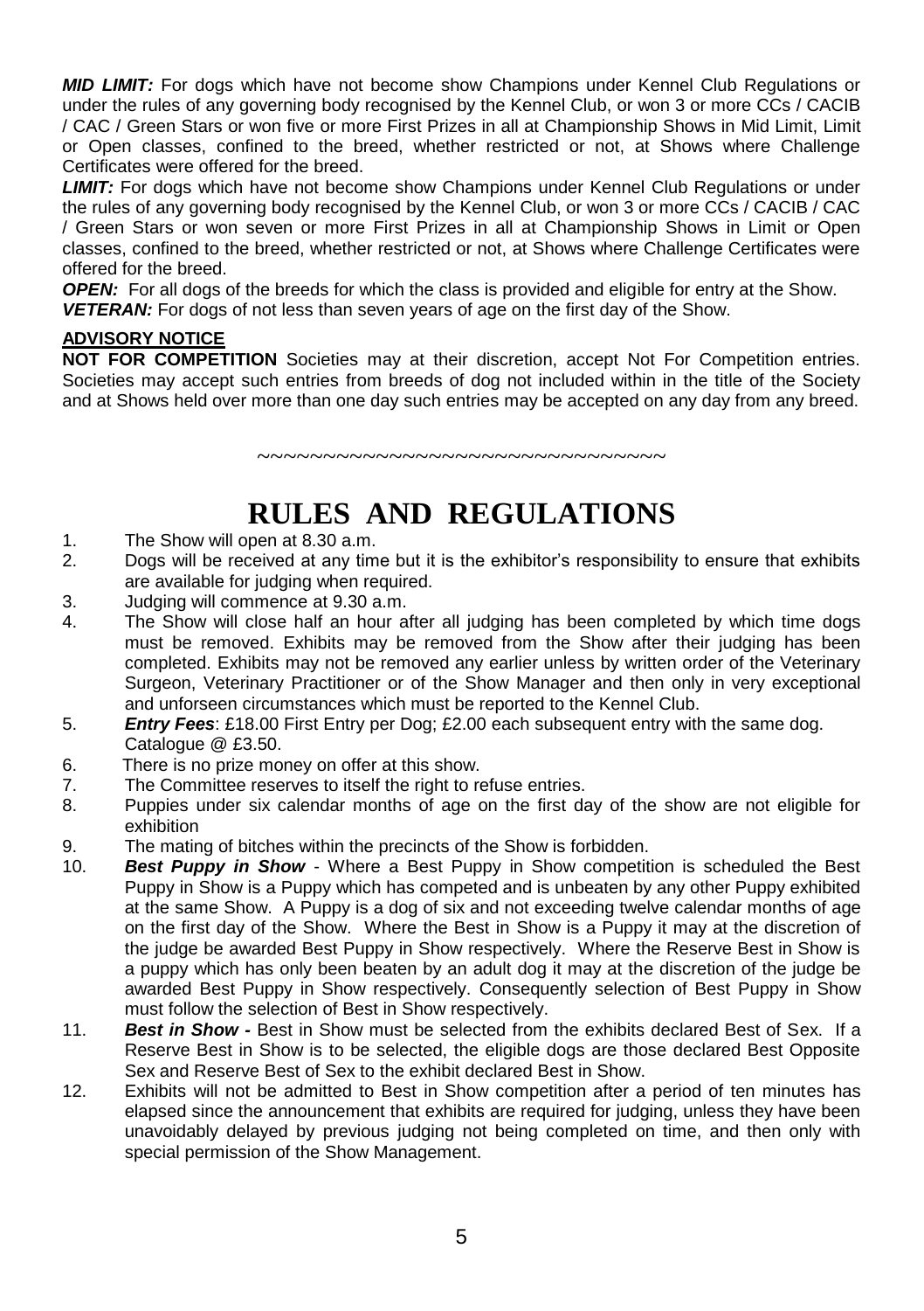***MID LIMIT:*** For dogs which have not become show Champions under Kennel Club Regulations or under the rules of any governing body recognised by the Kennel Club, or won 3 or more CCs / CACIB / CAC / Green Stars or won five or more First Prizes in all at Championship Shows in Mid Limit, Limit or Open classes, confined to the breed, whether restricted or not, at Shows where Challenge Certificates were offered for the breed.

***LIMIT:*** For dogs which have not become show Champions under Kennel Club Regulations or under the rules of any governing body recognised by the Kennel Club, or won 3 or more CCs / CACIB / CAC / Green Stars or won seven or more First Prizes in all at Championship Shows in Limit or Open classes, confined to the breed, whether restricted or not, at Shows where Challenge Certificates were offered for the breed.

***OPEN:*** For all dogs of the breeds for which the class is provided and eligible for entry at the Show.

***VETERAN:*** For dogs of not less than seven years of age on the first day of the Show.

**ADVISORY NOTICE**

**NOT FOR COMPETITION** Societies may at their discretion, accept Not For Competition entries. Societies may accept such entries from breeds of dog not included within in the title of the Society and at Shows held over more than one day such entries may be accepted on any day from any breed.

~~~~~~~~~~~~~~~~~~~~~~~~~~~~~~~~~~

# RULES AND REGULATIONS

1. The Show will open at 8.30 a.m.
2. Dogs will be received at any time but it is the exhibitor's responsibility to ensure that exhibits are available for judging when required.
3. Judging will commence at 9.30 a.m.
4. The Show will close half an hour after all judging has been completed by which time dogs must be removed. Exhibits may be removed from the Show after their judging has been completed. Exhibits may not be removed any earlier unless by written order of the Veterinary Surgeon, Veterinary Practitioner or of the Show Manager and then only in very exceptional and unforseen circumstances which must be reported to the Kennel Club.
5. ***Entry Fees***: £18.00 First Entry per Dog; £2.00 each subsequent entry with the same dog. Catalogue @ £3.50.
6. There is no prize money on offer at this show.
7. The Committee reserves to itself the right to refuse entries.
8. Puppies under six calendar months of age on the first day of the show are not eligible for exhibition
9. The mating of bitches within the precincts of the Show is forbidden.
10. ***Best Puppy in Show*** - Where a Best Puppy in Show competition is scheduled the Best Puppy in Show is a Puppy which has competed and is unbeaten by any other Puppy exhibited at the same Show. A Puppy is a dog of six and not exceeding twelve calendar months of age on the first day of the Show. Where the Best in Show is a Puppy it may at the discretion of the judge be awarded Best Puppy in Show respectively. Where the Reserve Best in Show is a puppy which has only been beaten by an adult dog it may at the discretion of the judge be awarded Best Puppy in Show respectively. Consequently selection of Best Puppy in Show must follow the selection of Best in Show respectively.
11. ***Best in Show -*** Best in Show must be selected from the exhibits declared Best of Sex. If a Reserve Best in Show is to be selected, the eligible dogs are those declared Best Opposite Sex and Reserve Best of Sex to the exhibit declared Best in Show.
12. Exhibits will not be admitted to Best in Show competition after a period of ten minutes has elapsed since the announcement that exhibits are required for judging, unless they have been unavoidably delayed by previous judging not being completed on time, and then only with special permission of the Show Management.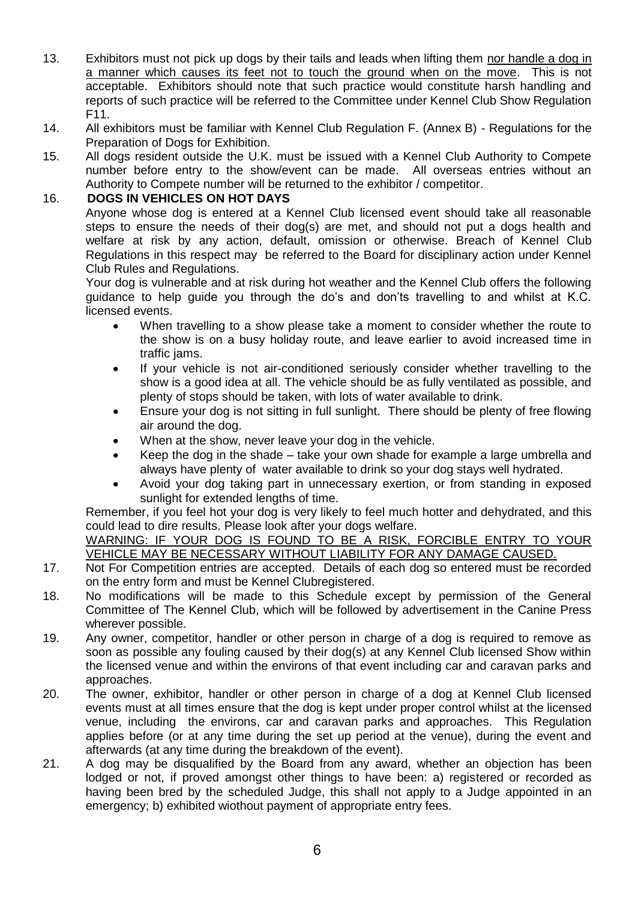13. Exhibitors must not pick up dogs by their tails and leads when lifting them <u>nor handle a dog in a manner which causes its feet not to touch the ground when on the move</u>. This is not acceptable. Exhibitors should note that such practice would constitute harsh handling and reports of such practice will be referred to the Committee under Kennel Club Show Regulation F11.
14. All exhibitors must be familiar with Kennel Club Regulation F. (Annex B) - Regulations for the Preparation of Dogs for Exhibition.
15. All dogs resident outside the U.K. must be issued with a Kennel Club Authority to Compete number before entry to the show/event can be made. All overseas entries without an Authority to Compete number will be returned to the exhibitor / competitor.
16. **DOGS IN VEHICLES ON HOT DAYS**

    Anyone whose dog is entered at a Kennel Club licensed event should take all reasonable steps to ensure the needs of their dog(s) are met, and should not put a dogs health and welfare at risk by any action, default, omission or otherwise. Breach of Kennel Club Regulations in this respect may be referred to the Board for disciplinary action under Kennel Club Rules and Regulations.

    Your dog is vulnerable and at risk during hot weather and the Kennel Club offers the following guidance to help guide you through the do's and don'ts travelling to and whilst at K.C. licensed events.

    - When travelling to a show please take a moment to consider whether the route to the show is on a busy holiday route, and leave earlier to avoid increased time in traffic jams.
    - If your vehicle is not air-conditioned seriously consider whether travelling to the show is a good idea at all. The vehicle should be as fully ventilated as possible, and plenty of stops should be taken, with lots of water available to drink.
    - Ensure your dog is not sitting in full sunlight. There should be plenty of free flowing air around the dog.
    - When at the show, never leave your dog in the vehicle.
    - Keep the dog in the shade – take your own shade for example a large umbrella and always have plenty of water available to drink so your dog stays well hydrated.
    - Avoid your dog taking part in unnecessary exertion, or from standing in exposed sunlight for extended lengths of time.

    Remember, if you feel hot your dog is very likely to feel much hotter and dehydrated, and this could lead to dire results. Please look after your dogs welfare.

    <u>WARNING: IF YOUR DOG IS FOUND TO BE A RISK, FORCIBLE ENTRY TO YOUR VEHICLE MAY BE NECESSARY WITHOUT LIABILITY FOR ANY DAMAGE CAUSED.</u>
17. Not For Competition entries are accepted. Details of each dog so entered must be recorded on the entry form and must be Kennel Clubregistered.
18. No modifications will be made to this Schedule except by permission of the General Committee of The Kennel Club, which will be followed by advertisement in the Canine Press wherever possible.
19. Any owner, competitor, handler or other person in charge of a dog is required to remove as soon as possible any fouling caused by their dog(s) at any Kennel Club licensed Show within the licensed venue and within the environs of that event including car and caravan parks and approaches.
20. The owner, exhibitor, handler or other person in charge of a dog at Kennel Club licensed events must at all times ensure that the dog is kept under proper control whilst at the licensed venue, including the environs, car and caravan parks and approaches. This Regulation applies before (or at any time during the set up period at the venue), during the event and afterwards (at any time during the breakdown of the event).
21. A dog may be disqualified by the Board from any award, whether an objection has been lodged or not, if proved amongst other things to have been: a) registered or recorded as having been bred by the scheduled Judge, this shall not apply to a Judge appointed in an emergency; b) exhibited wiothout payment of appropriate entry fees.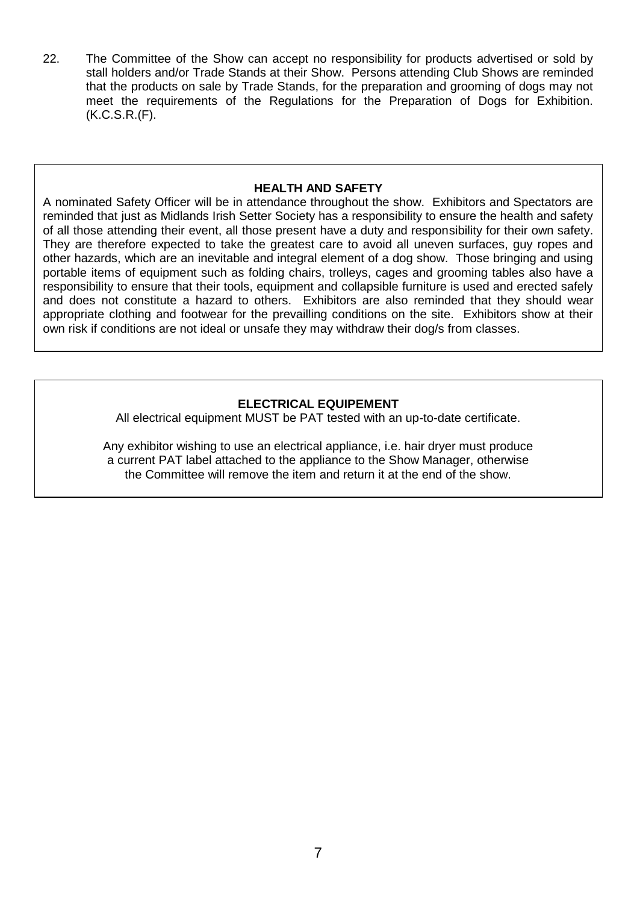22. The Committee of the Show can accept no responsibility for products advertised or sold by stall holders and/or Trade Stands at their Show. Persons attending Club Shows are reminded that the products on sale by Trade Stands, for the preparation and grooming of dogs may not meet the requirements of the Regulations for the Preparation of Dogs for Exhibition. (K.C.S.R.(F).

**HEALTH AND SAFETY**

A nominated Safety Officer will be in attendance throughout the show. Exhibitors and Spectators are reminded that just as Midlands Irish Setter Society has a responsibility to ensure the health and safety of all those attending their event, all those present have a duty and responsibility for their own safety. They are therefore expected to take the greatest care to avoid all uneven surfaces, guy ropes and other hazards, which are an inevitable and integral element of a dog show. Those bringing and using portable items of equipment such as folding chairs, trolleys, cages and grooming tables also have a responsibility to ensure that their tools, equipment and collapsible furniture is used and erected safely and does not constitute a hazard to others. Exhibitors are also reminded that they should wear appropriate clothing and footwear for the prevailling conditions on the site. Exhibitors show at their own risk if conditions are not ideal or unsafe they may withdraw their dog/s from classes.

**ELECTRICAL EQUIPEMENT**

All electrical equipment MUST be PAT tested with an up-to-date certificate.

Any exhibitor wishing to use an electrical appliance, i.e. hair dryer must produce a current PAT label attached to the appliance to the Show Manager, otherwise the Committee will remove the item and return it at the end of the show.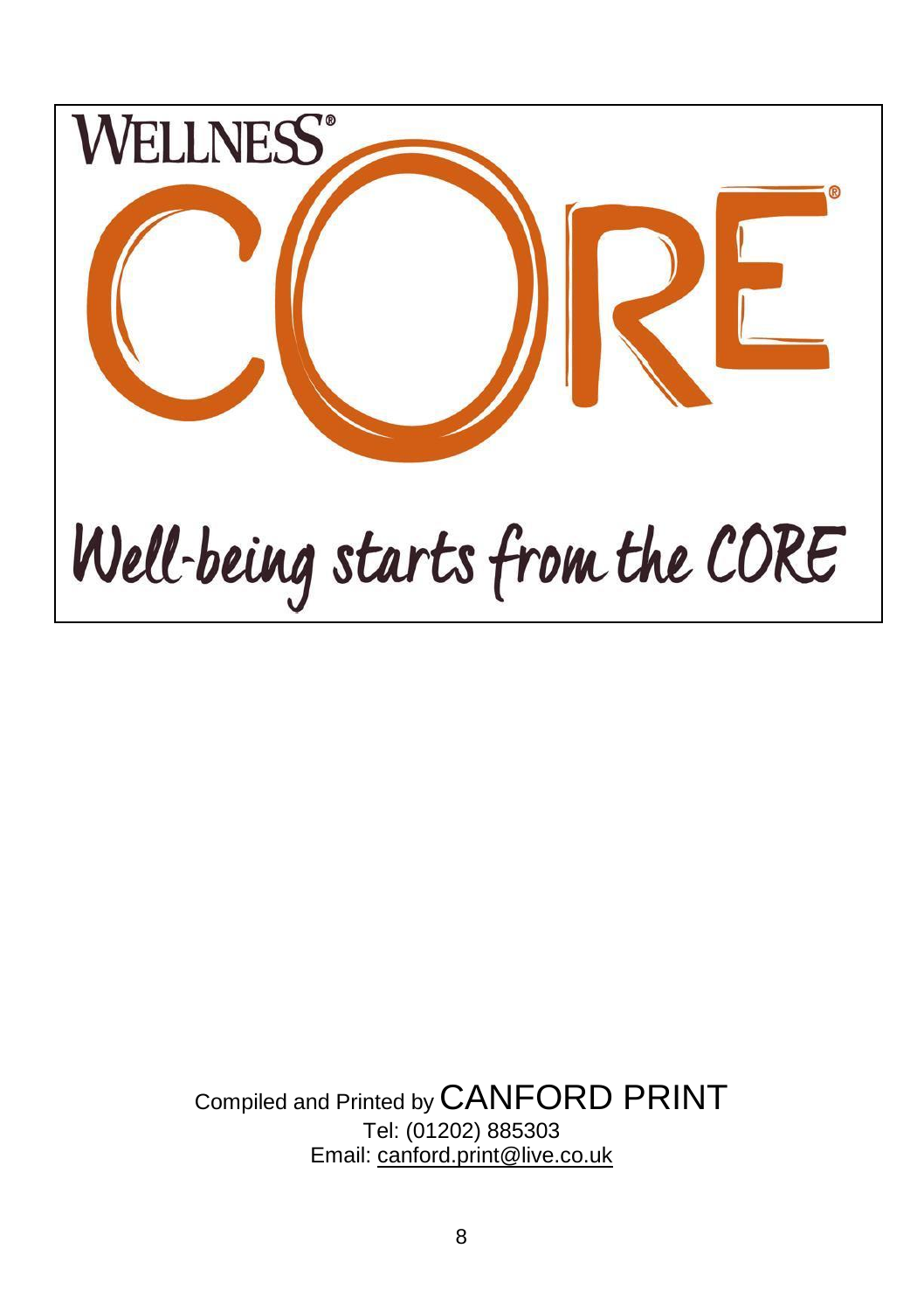WELLNESS®

CORE®

Well-being starts from the CORE

Compiled and Printed by CANFORD PRINT
Tel: (01202) 885303
Email: canford.print@live.co.uk